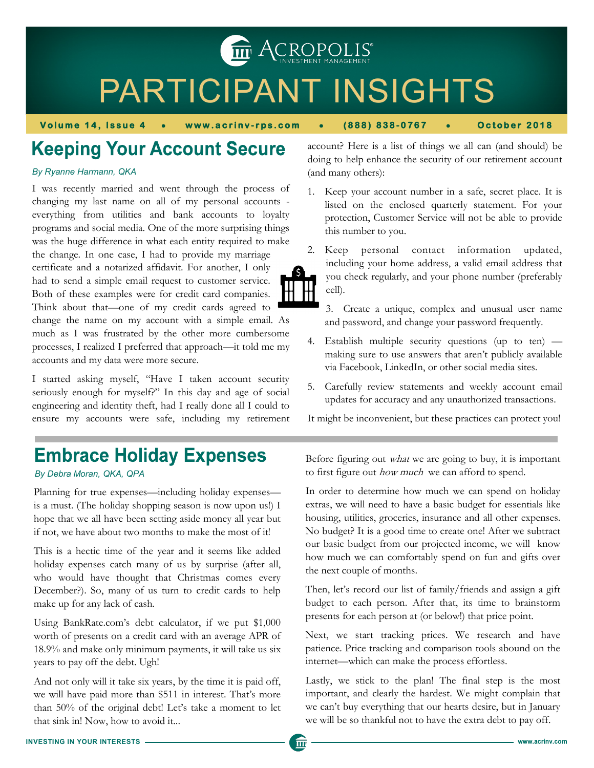# PARTICIPANT INSIGHTS

**Volume 14, Issue 4 • www.acrinv-rps.com • (888) 838-0767 • October 2018**

## Keeping Your Account Secure

*By Ryanne Harmann, QKA*

I was recently married and went through the process of changing my last name on all of my personal accounts - everything from utilities and bank accounts to loyalty programs and social media. One of the more surprising things was the huge difference in what each entity required to make the change. In one case, I had to provide my marriage certificate and a notarized affidavit. For another, I only had to send a simple email request to customer service. Both of these examples were for credit card companies. Think about that—one of my credit cards agreed to change the name on my account with a simple email. As much as I was frustrated by the other more cumbersome processes, I realized I preferred that approach—it told me my accounts and my data were more secure.

I started asking myself, "Have I taken account security seriously enough for myself?" In this day and age of social engineering and identity theft, had I really done all I could to ensure my accounts were safe, including my retirement account? Here is a list of things we all can (and should) be doing to help enhance the security of our retirement account (and many others):

1. Keep your account number in a safe, secret place. It is listed on the enclosed quarterly statement. For your protection, Customer Service will not be able to provide this number to you.
2. Keep personal contact information updated, including your home address, a valid email address that you check regularly, and your phone number (preferably cell).
3. Create a unique, complex and unusual user name and password, and change your password frequently.
4. Establish multiple security questions (up to ten) — making sure to use answers that aren't publicly available via Facebook, LinkedIn, or other social media sites.
5. Carefully review statements and weekly account email updates for accuracy and any unauthorized transactions.

It might be inconvenient, but these practices can protect you!

## Embrace Holiday Expenses

*By Debra Moran, QKA, QPA*

Planning for true expenses—including holiday expenses—is a must. (The holiday shopping season is now upon us!) I hope that we all have been setting aside money all year but if not, we have about two months to make the most of it!

This is a hectic time of the year and it seems like added holiday expenses catch many of us by surprise (after all, who would have thought that Christmas comes every December?). So, many of us turn to credit cards to help make up for any lack of cash.

Using BankRate.com's debt calculator, if we put $1,000 worth of presents on a credit card with an average APR of 18.9% and make only minimum payments, it will take us six years to pay off the debt. Ugh!

And not only will it take six years, by the time it is paid off, we will have paid more than $511 in interest. That's more than 50% of the original debt! Let's take a moment to let that sink in! Now, how to avoid it...

Before figuring out *what* we are going to buy, it is important to first figure out *how much* we can afford to spend.

In order to determine how much we can spend on holiday extras, we will need to have a basic budget for essentials like housing, utilities, groceries, insurance and all other expenses. No budget? It is a good time to create one! After we subtract our basic budget from our projected income, we will know how much we can comfortably spend on fun and gifts over the next couple of months.

Then, let's record our list of family/friends and assign a gift budget to each person. After that, its time to brainstorm presents for each person at (or below!) that price point.

Next, we start tracking prices. We research and have patience. Price tracking and comparison tools abound on the internet—which can make the process effortless.

Lastly, we stick to the plan! The final step is the most important, and clearly the hardest. We might complain that we can't buy everything that our hearts desire, but in January we will be so thankful not to have the extra debt to pay off.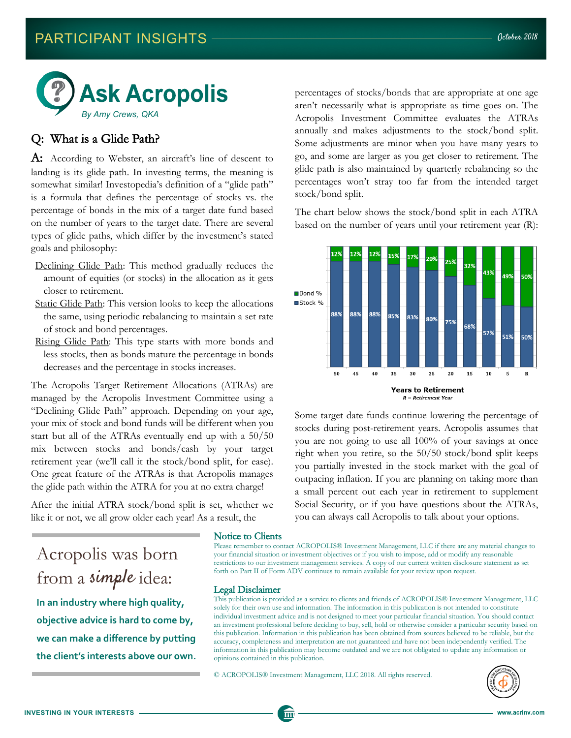# Ask Acropolis

*By Amy Crews, QKA*

## Q: What is a Glide Path?

**A:** According to Webster, an aircraft's line of descent to landing is its glide path. In investing terms, the meaning is somewhat similar! Investopedia's definition of a "glide path" is a formula that defines the percentage of stocks vs. the percentage of bonds in the mix of a target date fund based on the number of years to the target date. There are several types of glide paths, which differ by the investment's stated goals and philosophy:

- Declining Glide Path: This method gradually reduces the amount of equities (or stocks) in the allocation as it gets closer to retirement.
- Static Glide Path: This version looks to keep the allocations the same, using periodic rebalancing to maintain a set rate of stock and bond percentages.
- Rising Glide Path: This type starts with more bonds and less stocks, then as bonds mature the percentage in bonds decreases and the percentage in stocks increases.

The Acropolis Target Retirement Allocations (ATRAs) are managed by the Acropolis Investment Committee using a "Declining Glide Path" approach. Depending on your age, your mix of stock and bond funds will be different when you start but all of the ATRAs eventually end up with a 50/50 mix between stocks and bonds/cash by your target retirement year (we'll call it the stock/bond split, for ease). One great feature of the ATRAs is that Acropolis manages the glide path within the ATRA for you at no extra charge!

After the initial ATRA stock/bond split is set, whether we like it or not, we all grow older each year! As a result, the percentages of stocks/bonds that are appropriate at one age aren't necessarily what is appropriate as time goes on. The Acropolis Investment Committee evaluates the ATRAs annually and makes adjustments to the stock/bond split. Some adjustments are minor when you have many years to go, and some are larger as you get closer to retirement. The glide path is also maintained by quarterly rebalancing so the percentages won't stray too far from the intended target stock/bond split.

The chart below shows the stock/bond split in each ATRA based on the number of years until your retirement year (R):

Bond %
Stock %

12% 12% 12% 15% 17% 20% 25% 32% 43% 49% 50%

88% 88% 88% 85% 83% 80% 75% 68% 57% 51% 50%

50 45 40 35 30 25 20 15 10 5 R

**Years to Retirement**
*R = Retirement Year*

Some target date funds continue lowering the percentage of stocks during post-retirement years. Acropolis assumes that you are not going to use all 100% of your savings at once right when you retire, so the 50/50 stock/bond split keeps you partially invested in the stock market with the goal of outpacing inflation. If you are planning on taking more than a small percent out each year in retirement to supplement Social Security, or if you have questions about the ATRAs, you can always call Acropolis to talk about your options.

---

Acropolis was born from a *simple* idea:

**In an industry where high quality, objective advice is hard to come by, we can make a difference by putting the client's interests above our own.**

---

### Notice to Clients

Please remember to contact ACROPOLIS® Investment Management, LLC if there are any material changes to your financial situation or investment objectives or if you wish to impose, add or modify any reasonable restrictions to our investment management services. A copy of our current written disclosure statement as set forth on Part II of Form ADV continues to remain available for your review upon request.

### Legal Disclaimer

This publication is provided as a service to clients and friends of ACROPOLIS® Investment Management, LLC solely for their own use and information. The information in this publication is not intended to constitute individual investment advice and is not designed to meet your particular financial situation. You should contact an investment professional before deciding to buy, sell, hold or otherwise consider a particular security based on this publication. Information in this publication has been obtained from sources believed to be reliable, but the accuracy, completeness and interpretation are not guaranteed and have not been independently verified. The information in this publication may become outdated and we are not obligated to update any information or opinions contained in this publication.

© ACROPOLIS® Investment Management, LLC 2018. All rights reserved.